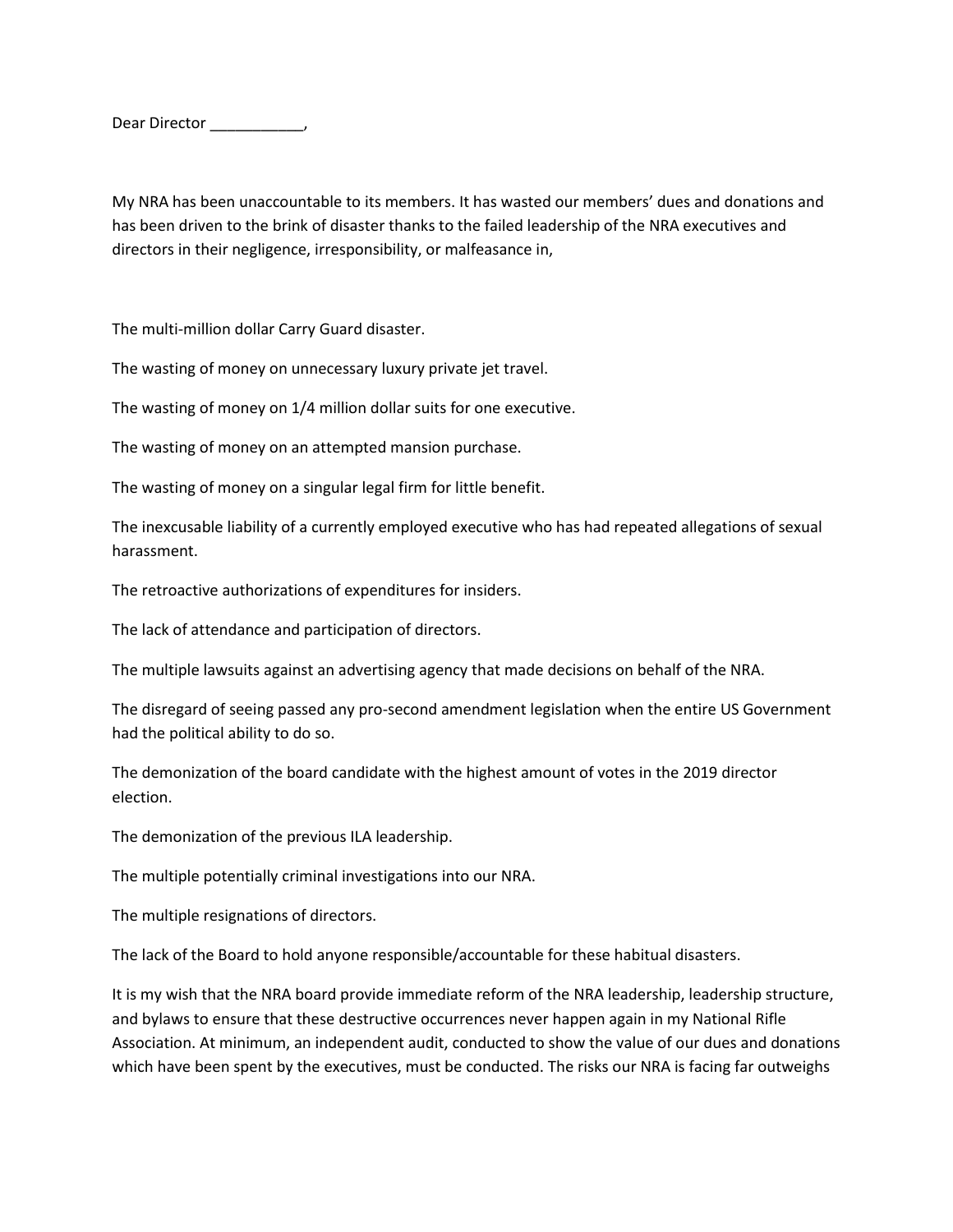Dear Director ___________,

My NRA has been unaccountable to its members. It has wasted our members' dues and donations and has been driven to the brink of disaster thanks to the failed leadership of the NRA executives and directors in their negligence, irresponsibility, or malfeasance in,

The multi-million dollar Carry Guard disaster.

The wasting of money on unnecessary luxury private jet travel.

The wasting of money on 1/4 million dollar suits for one executive.

The wasting of money on an attempted mansion purchase.

The wasting of money on a singular legal firm for little benefit.

The inexcusable liability of a currently employed executive who has had repeated allegations of sexual harassment.

The retroactive authorizations of expenditures for insiders.

The lack of attendance and participation of directors.

The multiple lawsuits against an advertising agency that made decisions on behalf of the NRA.

The disregard of seeing passed any pro-second amendment legislation when the entire US Government had the political ability to do so.

The demonization of the board candidate with the highest amount of votes in the 2019 director election.

The demonization of the previous ILA leadership.

The multiple potentially criminal investigations into our NRA.

The multiple resignations of directors.

The lack of the Board to hold anyone responsible/accountable for these habitual disasters.

It is my wish that the NRA board provide immediate reform of the NRA leadership, leadership structure, and bylaws to ensure that these destructive occurrences never happen again in my National Rifle Association. At minimum, an independent audit, conducted to show the value of our dues and donations which have been spent by the executives, must be conducted. The risks our NRA is facing far outweighs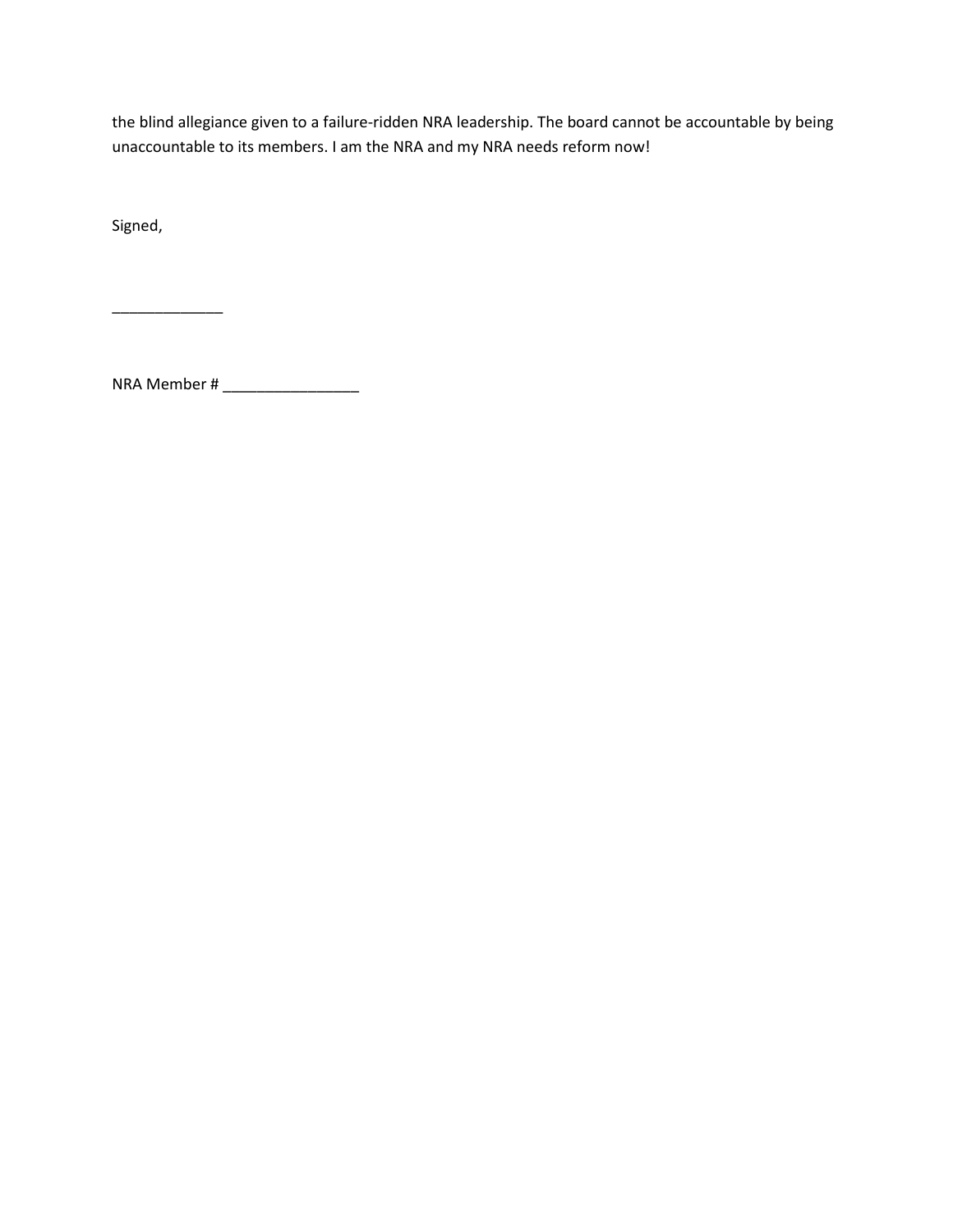the blind allegiance given to a failure-ridden NRA leadership. The board cannot be accountable by being unaccountable to its members. I am the NRA and my NRA needs reform now!

Signed,

_____________

NRA Member # ________________